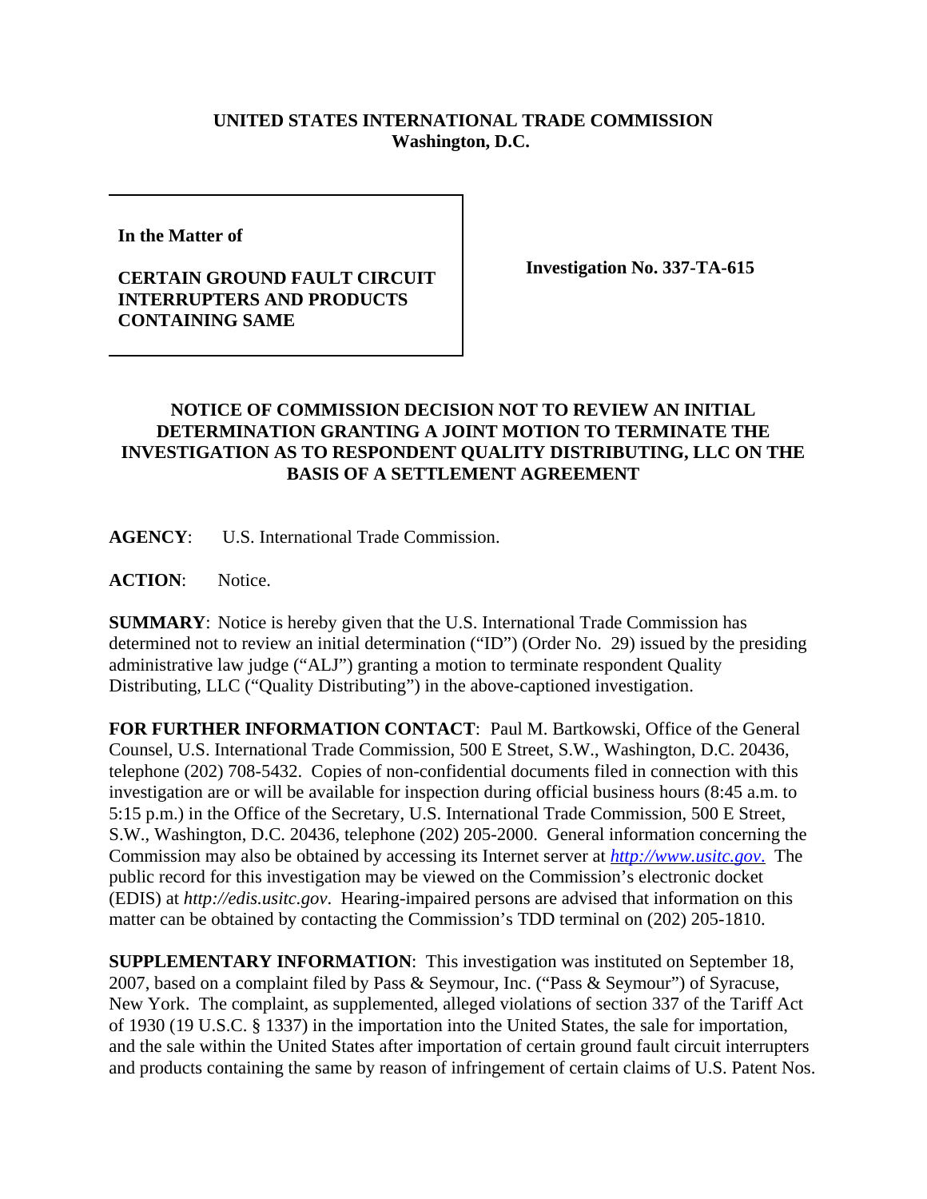**UNITED STATES INTERNATIONAL TRADE COMMISSION**
**Washington, D.C.**

**In the Matter of**

**CERTAIN GROUND FAULT CIRCUIT INTERRUPTERS AND PRODUCTS CONTAINING SAME**

**Investigation No. 337-TA-615**

## NOTICE OF COMMISSION DECISION NOT TO REVIEW AN INITIAL DETERMINATION GRANTING A JOINT MOTION TO TERMINATE THE INVESTIGATION AS TO RESPONDENT QUALITY DISTRIBUTING, LLC ON THE BASIS OF A SETTLEMENT AGREEMENT

**AGENCY**: U.S. International Trade Commission.

**ACTION**: Notice.

**SUMMARY**: Notice is hereby given that the U.S. International Trade Commission has determined not to review an initial determination ("ID") (Order No. 29) issued by the presiding administrative law judge ("ALJ") granting a motion to terminate respondent Quality Distributing, LLC ("Quality Distributing") in the above-captioned investigation.

**FOR FURTHER INFORMATION CONTACT**: Paul M. Bartkowski, Office of the General Counsel, U.S. International Trade Commission, 500 E Street, S.W., Washington, D.C. 20436, telephone (202) 708-5432. Copies of non-confidential documents filed in connection with this investigation are or will be available for inspection during official business hours (8:45 a.m. to 5:15 p.m.) in the Office of the Secretary, U.S. International Trade Commission, 500 E Street, S.W., Washington, D.C. 20436, telephone (202) 205-2000. General information concerning the Commission may also be obtained by accessing its Internet server at *http://www.usitc.gov*. The public record for this investigation may be viewed on the Commission's electronic docket (EDIS) at *http://edis.usitc.gov*. Hearing-impaired persons are advised that information on this matter can be obtained by contacting the Commission's TDD terminal on (202) 205-1810.

**SUPPLEMENTARY INFORMATION**: This investigation was instituted on September 18, 2007, based on a complaint filed by Pass & Seymour, Inc. ("Pass & Seymour") of Syracuse, New York. The complaint, as supplemented, alleged violations of section 337 of the Tariff Act of 1930 (19 U.S.C. § 1337) in the importation into the United States, the sale for importation, and the sale within the United States after importation of certain ground fault circuit interrupters and products containing the same by reason of infringement of certain claims of U.S. Patent Nos.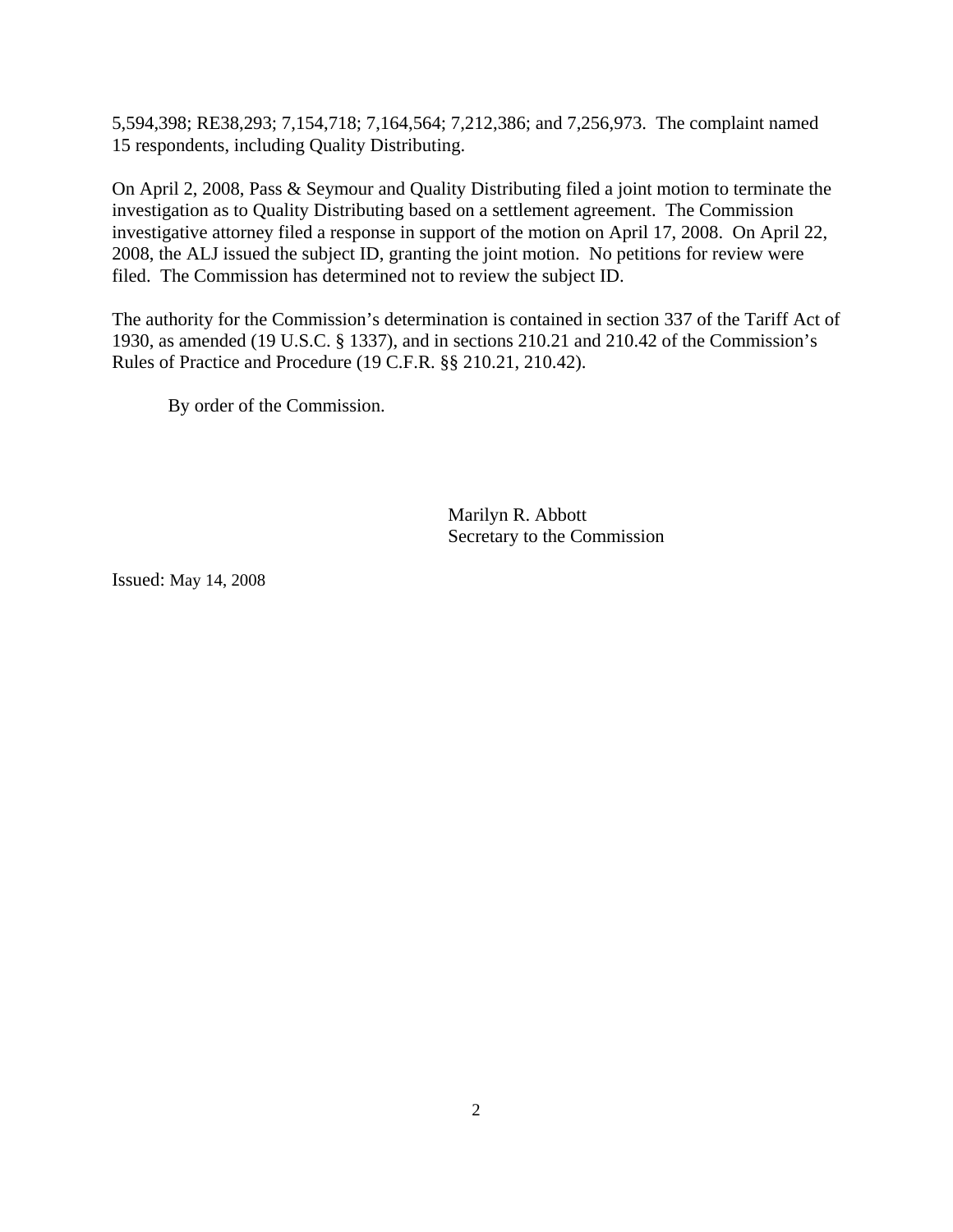5,594,398; RE38,293; 7,154,718; 7,164,564; 7,212,386; and 7,256,973. The complaint named 15 respondents, including Quality Distributing.

On April 2, 2008, Pass & Seymour and Quality Distributing filed a joint motion to terminate the investigation as to Quality Distributing based on a settlement agreement. The Commission investigative attorney filed a response in support of the motion on April 17, 2008. On April 22, 2008, the ALJ issued the subject ID, granting the joint motion. No petitions for review were filed. The Commission has determined not to review the subject ID.

The authority for the Commission's determination is contained in section 337 of the Tariff Act of 1930, as amended (19 U.S.C. § 1337), and in sections 210.21 and 210.42 of the Commission's Rules of Practice and Procedure (19 C.F.R. §§ 210.21, 210.42).

By order of the Commission.

Marilyn R. Abbott
Secretary to the Commission

Issued: May 14, 2008